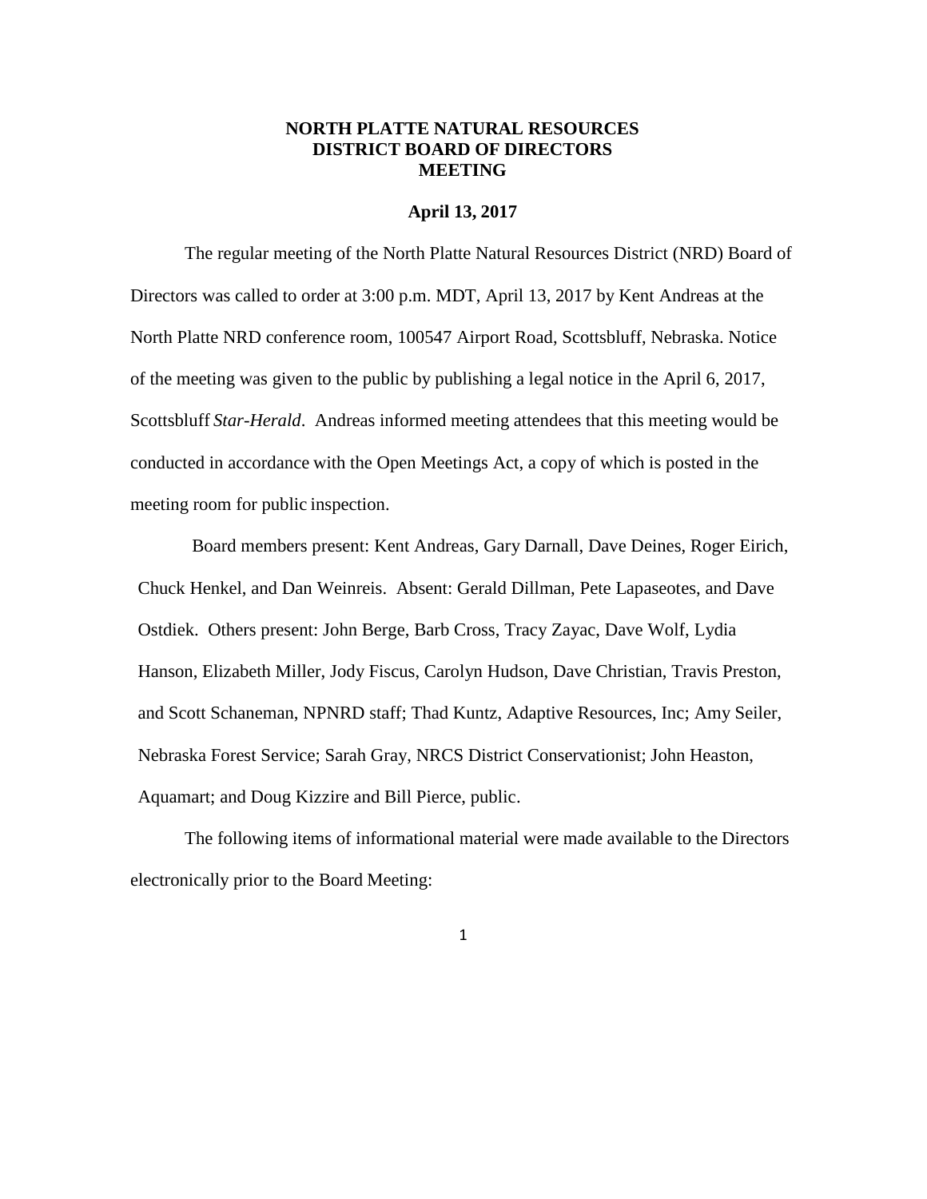# NORTH PLATTE NATURAL RESOURCES DISTRICT BOARD OF DIRECTORS MEETING

## April 13, 2017

The regular meeting of the North Platte Natural Resources District (NRD) Board of Directors was called to order at 3:00 p.m. MDT, April 13, 2017 by Kent Andreas at the North Platte NRD conference room, 100547 Airport Road, Scottsbluff, Nebraska. Notice of the meeting was given to the public by publishing a legal notice in the April 6, 2017, Scottsbluff *Star-Herald*. Andreas informed meeting attendees that this meeting would be conducted in accordance with the Open Meetings Act, a copy of which is posted in the meeting room for public inspection.

Board members present: Kent Andreas, Gary Darnall, Dave Deines, Roger Eirich, Chuck Henkel, and Dan Weinreis. Absent: Gerald Dillman, Pete Lapaseotes, and Dave Ostdiek. Others present: John Berge, Barb Cross, Tracy Zayac, Dave Wolf, Lydia Hanson, Elizabeth Miller, Jody Fiscus, Carolyn Hudson, Dave Christian, Travis Preston, and Scott Schaneman, NPNRD staff; Thad Kuntz, Adaptive Resources, Inc; Amy Seiler, Nebraska Forest Service; Sarah Gray, NRCS District Conservationist; John Heaston, Aquamart; and Doug Kizzire and Bill Pierce, public.

The following items of informational material were made available to the Directors electronically prior to the Board Meeting: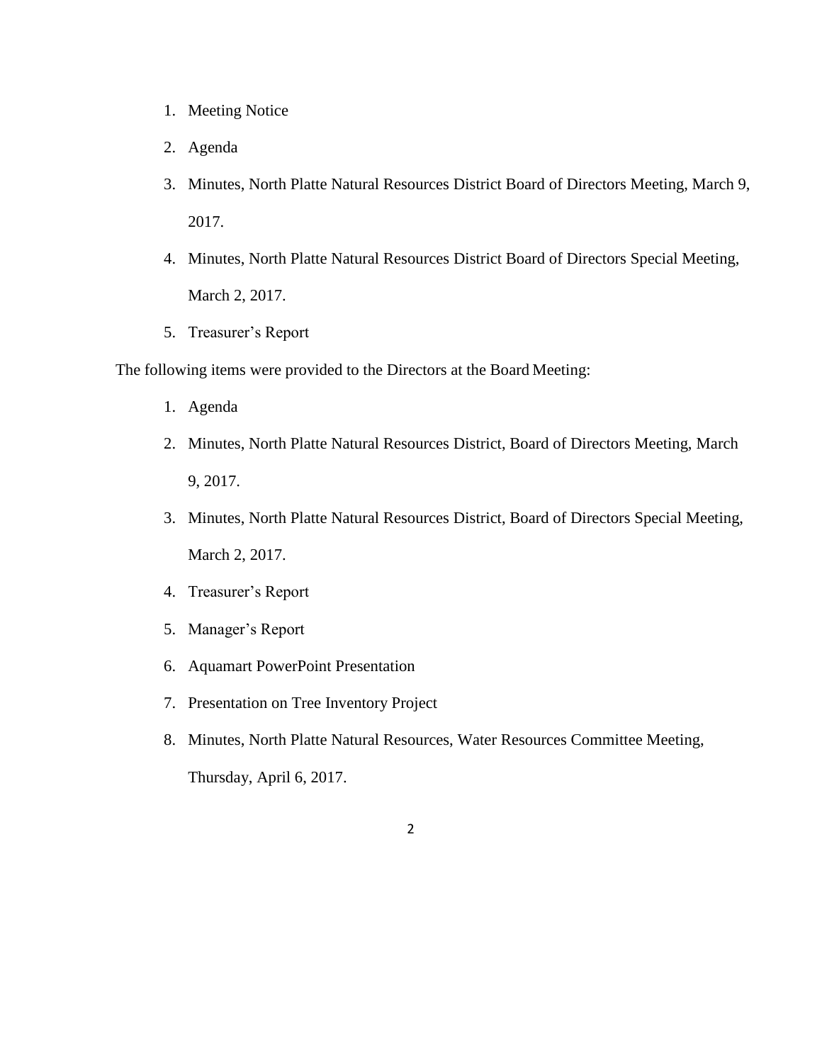1. Meeting Notice
2. Agenda
3. Minutes, North Platte Natural Resources District Board of Directors Meeting, March 9, 2017.
4. Minutes, North Platte Natural Resources District Board of Directors Special Meeting, March 2, 2017.
5. Treasurer's Report

The following items were provided to the Directors at the Board Meeting:

1. Agenda
2. Minutes, North Platte Natural Resources District, Board of Directors Meeting, March 9, 2017.
3. Minutes, North Platte Natural Resources District, Board of Directors Special Meeting, March 2, 2017.
4. Treasurer's Report
5. Manager's Report
6. Aquamart PowerPoint Presentation
7. Presentation on Tree Inventory Project
8. Minutes, North Platte Natural Resources, Water Resources Committee Meeting, Thursday, April 6, 2017.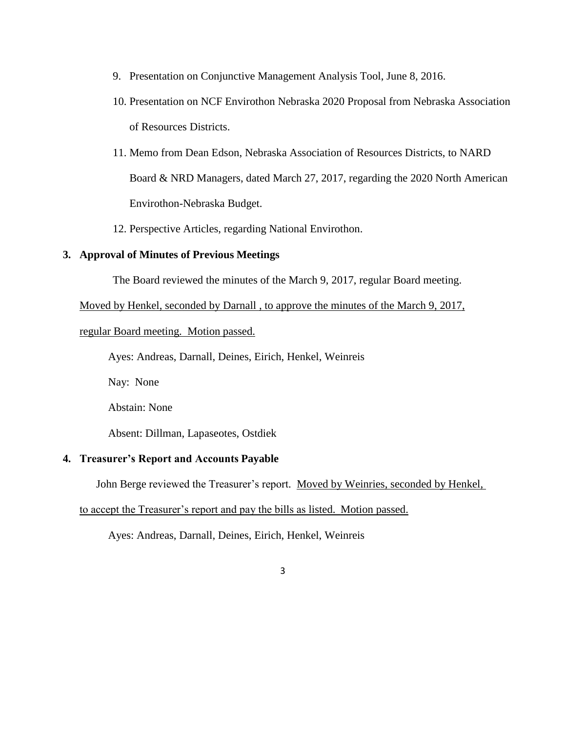9. Presentation on Conjunctive Management Analysis Tool, June 8, 2016.
10. Presentation on NCF Envirothon Nebraska 2020 Proposal from Nebraska Association of Resources Districts.
11. Memo from Dean Edson, Nebraska Association of Resources Districts, to NARD Board & NRD Managers, dated March 27, 2017, regarding the 2020 North American Envirothon-Nebraska Budget.
12. Perspective Articles, regarding National Envirothon.

**3. Approval of Minutes of Previous Meetings**

The Board reviewed the minutes of the March 9, 2017, regular Board meeting.

Moved by Henkel, seconded by Darnall , to approve the minutes of the March 9, 2017, regular Board meeting. Motion passed.

Ayes: Andreas, Darnall, Deines, Eirich, Henkel, Weinreis

Nay: None

Abstain: None

Absent: Dillman, Lapaseotes, Ostdiek

**4. Treasurer's Report and Accounts Payable**

John Berge reviewed the Treasurer's report. Moved by Weinries, seconded by Henkel, to accept the Treasurer's report and pay the bills as listed. Motion passed.

Ayes: Andreas, Darnall, Deines, Eirich, Henkel, Weinreis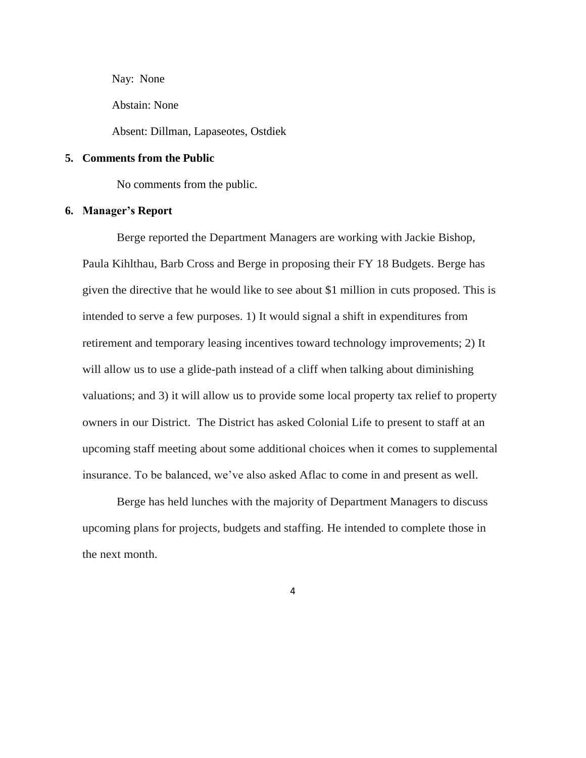Nay: None

Abstain: None

Absent: Dillman, Lapaseotes, Ostdiek

**5. Comments from the Public**

No comments from the public.

**6. Manager's Report**

Berge reported the Department Managers are working with Jackie Bishop, Paula Kihlthau, Barb Cross and Berge in proposing their FY 18 Budgets. Berge has given the directive that he would like to see about $1 million in cuts proposed. This is intended to serve a few purposes. 1) It would signal a shift in expenditures from retirement and temporary leasing incentives toward technology improvements; 2) It will allow us to use a glide-path instead of a cliff when talking about diminishing valuations; and 3) it will allow us to provide some local property tax relief to property owners in our District. The District has asked Colonial Life to present to staff at an upcoming staff meeting about some additional choices when it comes to supplemental insurance. To be balanced, we've also asked Aflac to come in and present as well.

Berge has held lunches with the majority of Department Managers to discuss upcoming plans for projects, budgets and staffing. He intended to complete those in the next month.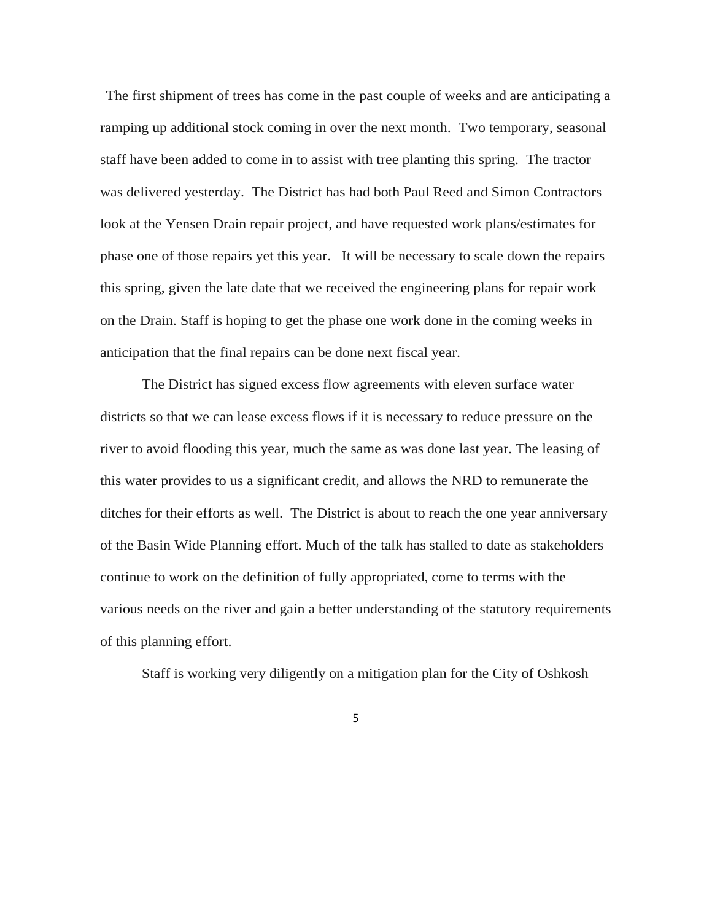The first shipment of trees has come in the past couple of weeks and are anticipating a ramping up additional stock coming in over the next month. Two temporary, seasonal staff have been added to come in to assist with tree planting this spring. The tractor was delivered yesterday. The District has had both Paul Reed and Simon Contractors look at the Yensen Drain repair project, and have requested work plans/estimates for phase one of those repairs yet this year. It will be necessary to scale down the repairs this spring, given the late date that we received the engineering plans for repair work on the Drain. Staff is hoping to get the phase one work done in the coming weeks in anticipation that the final repairs can be done next fiscal year.

The District has signed excess flow agreements with eleven surface water districts so that we can lease excess flows if it is necessary to reduce pressure on the river to avoid flooding this year, much the same as was done last year. The leasing of this water provides to us a significant credit, and allows the NRD to remunerate the ditches for their efforts as well. The District is about to reach the one year anniversary of the Basin Wide Planning effort. Much of the talk has stalled to date as stakeholders continue to work on the definition of fully appropriated, come to terms with the various needs on the river and gain a better understanding of the statutory requirements of this planning effort.

Staff is working very diligently on a mitigation plan for the City of Oshkosh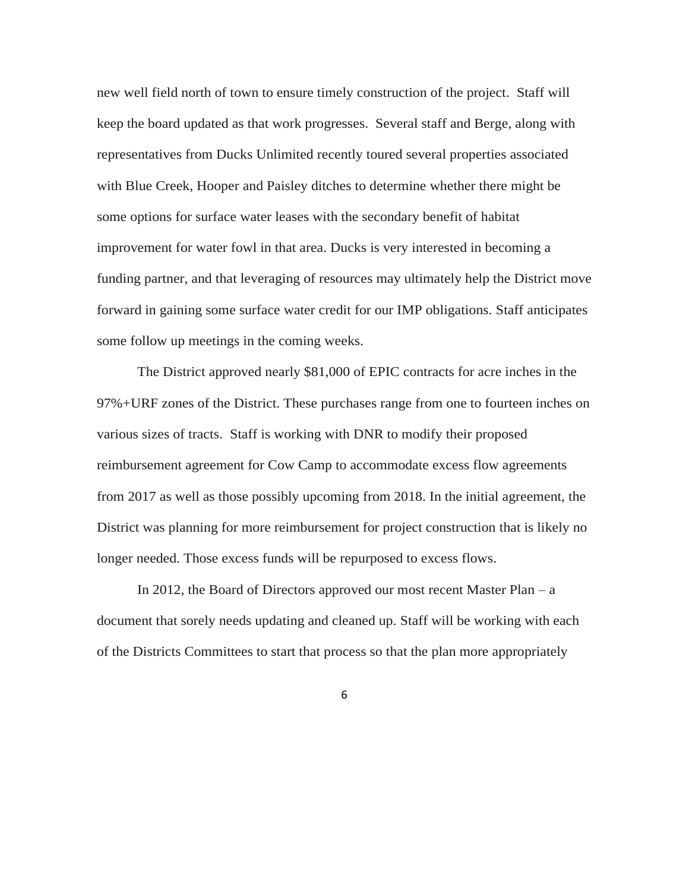new well field north of town to ensure timely construction of the project. Staff will keep the board updated as that work progresses. Several staff and Berge, along with representatives from Ducks Unlimited recently toured several properties associated with Blue Creek, Hooper and Paisley ditches to determine whether there might be some options for surface water leases with the secondary benefit of habitat improvement for water fowl in that area. Ducks is very interested in becoming a funding partner, and that leveraging of resources may ultimately help the District move forward in gaining some surface water credit for our IMP obligations. Staff anticipates some follow up meetings in the coming weeks.

The District approved nearly $81,000 of EPIC contracts for acre inches in the 97%+URF zones of the District. These purchases range from one to fourteen inches on various sizes of tracts. Staff is working with DNR to modify their proposed reimbursement agreement for Cow Camp to accommodate excess flow agreements from 2017 as well as those possibly upcoming from 2018. In the initial agreement, the District was planning for more reimbursement for project construction that is likely no longer needed. Those excess funds will be repurposed to excess flows.

In 2012, the Board of Directors approved our most recent Master Plan – a document that sorely needs updating and cleaned up. Staff will be working with each of the Districts Committees to start that process so that the plan more appropriately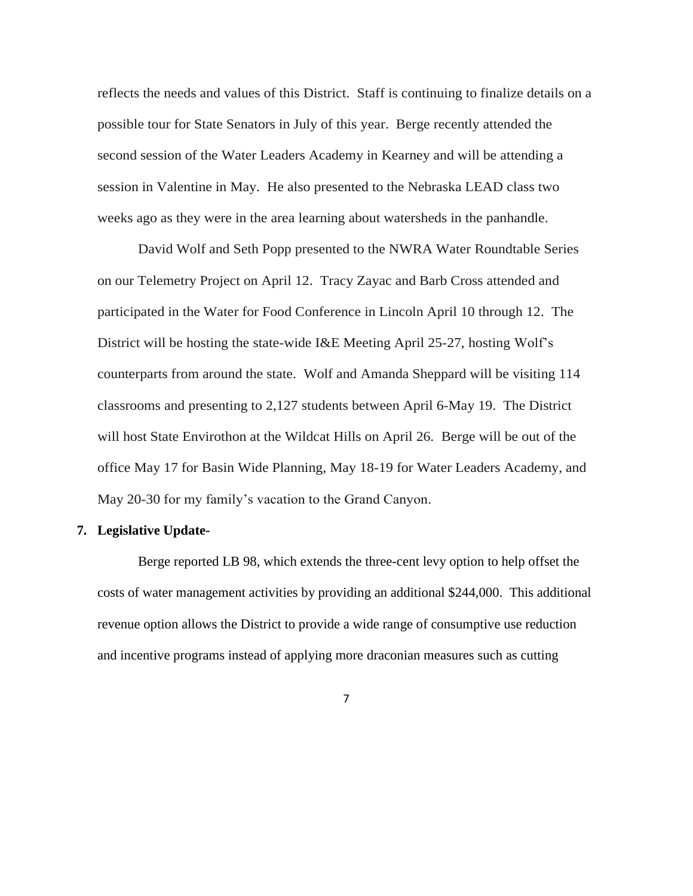reflects the needs and values of this District. Staff is continuing to finalize details on a possible tour for State Senators in July of this year. Berge recently attended the second session of the Water Leaders Academy in Kearney and will be attending a session in Valentine in May. He also presented to the Nebraska LEAD class two weeks ago as they were in the area learning about watersheds in the panhandle.

David Wolf and Seth Popp presented to the NWRA Water Roundtable Series on our Telemetry Project on April 12. Tracy Zayac and Barb Cross attended and participated in the Water for Food Conference in Lincoln April 10 through 12. The District will be hosting the state-wide I&E Meeting April 25-27, hosting Wolf's counterparts from around the state. Wolf and Amanda Sheppard will be visiting 114 classrooms and presenting to 2,127 students between April 6-May 19. The District will host State Envirothon at the Wildcat Hills on April 26. Berge will be out of the office May 17 for Basin Wide Planning, May 18-19 for Water Leaders Academy, and May 20-30 for my family's vacation to the Grand Canyon.

**7. Legislative Update-**

Berge reported LB 98, which extends the three-cent levy option to help offset the costs of water management activities by providing an additional $244,000. This additional revenue option allows the District to provide a wide range of consumptive use reduction and incentive programs instead of applying more draconian measures such as cutting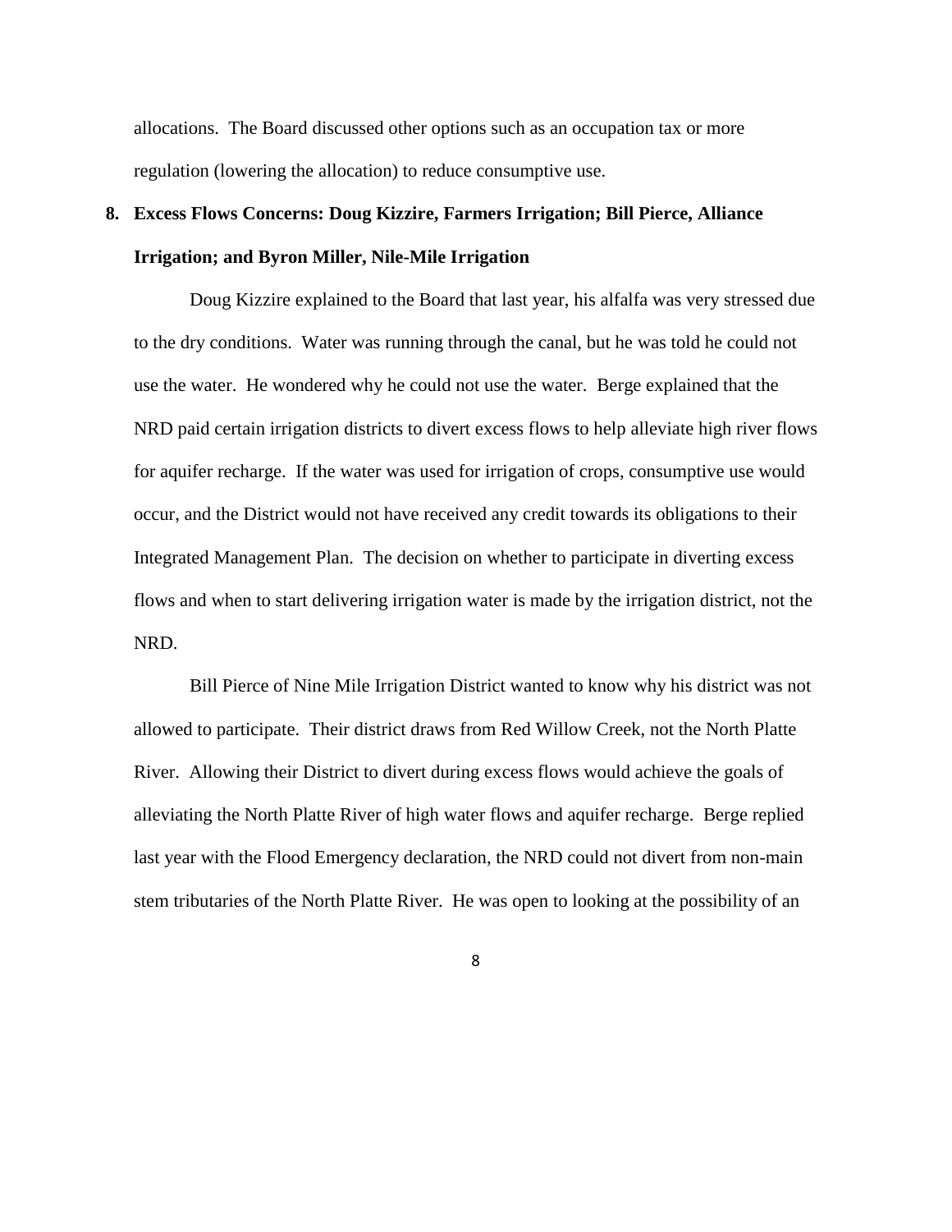allocations. The Board discussed other options such as an occupation tax or more regulation (lowering the allocation) to reduce consumptive use.

**8. Excess Flows Concerns: Doug Kizzire, Farmers Irrigation; Bill Pierce, Alliance Irrigation; and Byron Miller, Nile-Mile Irrigation**

Doug Kizzire explained to the Board that last year, his alfalfa was very stressed due to the dry conditions. Water was running through the canal, but he was told he could not use the water. He wondered why he could not use the water. Berge explained that the NRD paid certain irrigation districts to divert excess flows to help alleviate high river flows for aquifer recharge. If the water was used for irrigation of crops, consumptive use would occur, and the District would not have received any credit towards its obligations to their Integrated Management Plan. The decision on whether to participate in diverting excess flows and when to start delivering irrigation water is made by the irrigation district, not the NRD.

Bill Pierce of Nine Mile Irrigation District wanted to know why his district was not allowed to participate. Their district draws from Red Willow Creek, not the North Platte River. Allowing their District to divert during excess flows would achieve the goals of alleviating the North Platte River of high water flows and aquifer recharge. Berge replied last year with the Flood Emergency declaration, the NRD could not divert from non-main stem tributaries of the North Platte River. He was open to looking at the possibility of an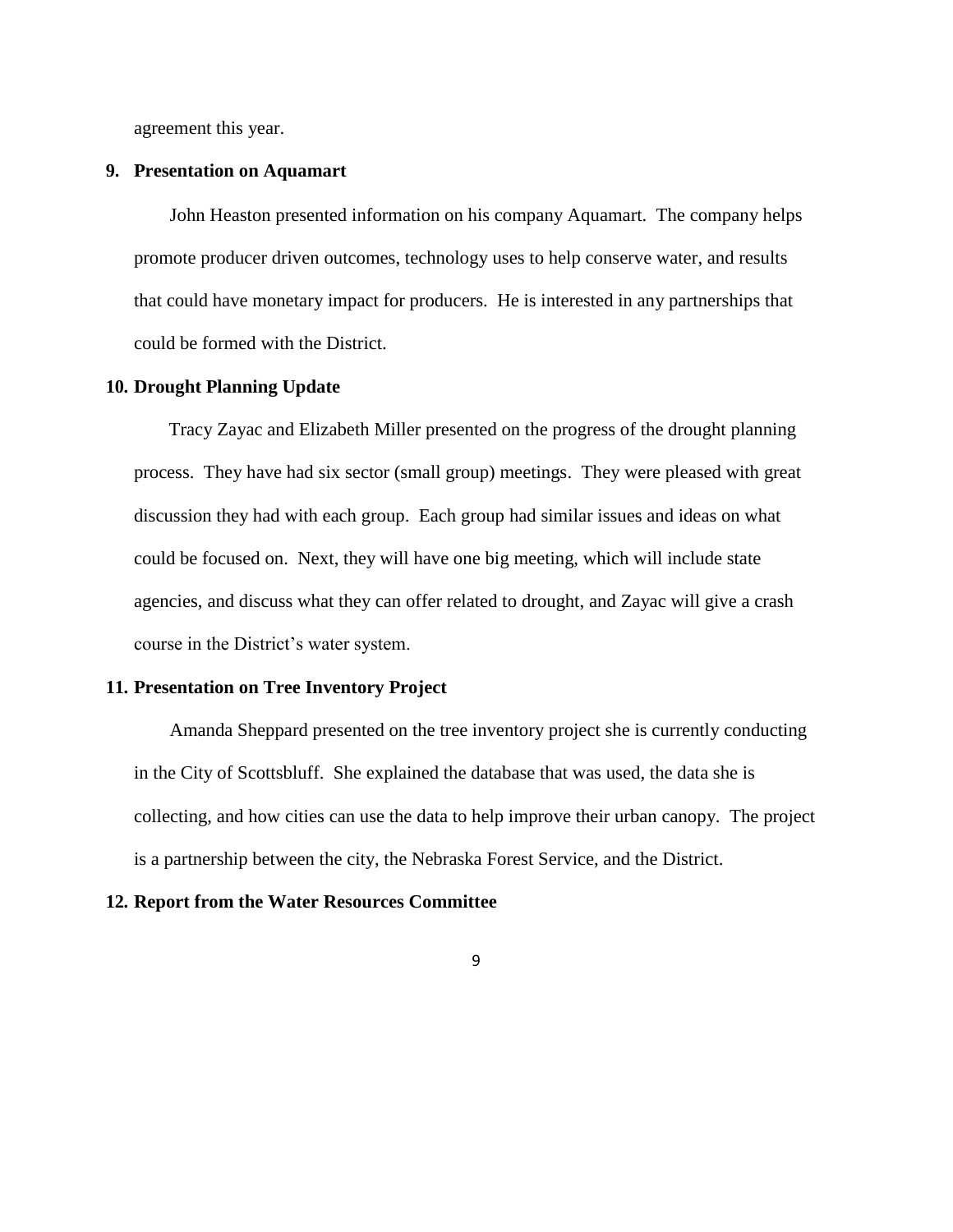agreement this year.

**9. Presentation on Aquamart**

John Heaston presented information on his company Aquamart. The company helps promote producer driven outcomes, technology uses to help conserve water, and results that could have monetary impact for producers. He is interested in any partnerships that could be formed with the District.

**10. Drought Planning Update**

Tracy Zayac and Elizabeth Miller presented on the progress of the drought planning process. They have had six sector (small group) meetings. They were pleased with great discussion they had with each group. Each group had similar issues and ideas on what could be focused on. Next, they will have one big meeting, which will include state agencies, and discuss what they can offer related to drought, and Zayac will give a crash course in the District's water system.

**11. Presentation on Tree Inventory Project**

Amanda Sheppard presented on the tree inventory project she is currently conducting in the City of Scottsbluff. She explained the database that was used, the data she is collecting, and how cities can use the data to help improve their urban canopy. The project is a partnership between the city, the Nebraska Forest Service, and the District.

**12. Report from the Water Resources Committee**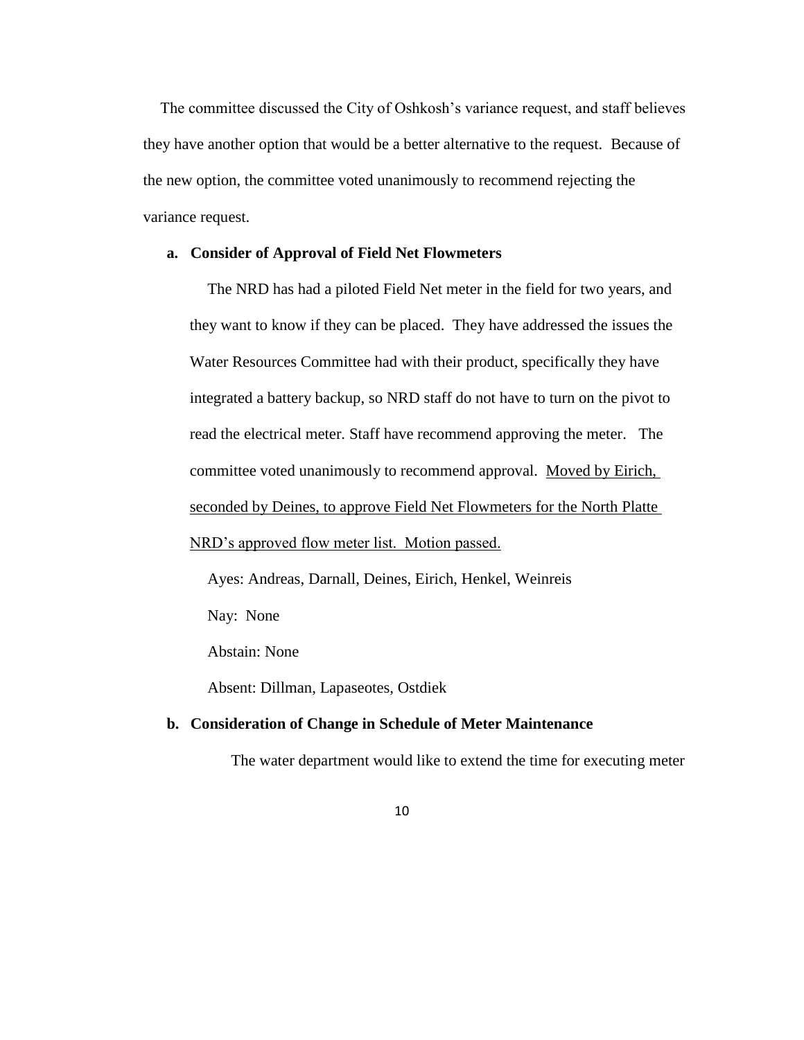The committee discussed the City of Oshkosh's variance request, and staff believes they have another option that would be a better alternative to the request. Because of the new option, the committee voted unanimously to recommend rejecting the variance request.

**a. Consider of Approval of Field Net Flowmeters**

The NRD has had a piloted Field Net meter in the field for two years, and they want to know if they can be placed. They have addressed the issues the Water Resources Committee had with their product, specifically they have integrated a battery backup, so NRD staff do not have to turn on the pivot to read the electrical meter. Staff have recommend approving the meter. The committee voted unanimously to recommend approval. <u>Moved by Eirich, seconded by Deines, to approve Field Net Flowmeters for the North Platte NRD's approved flow meter list. Motion passed.</u>

Ayes: Andreas, Darnall, Deines, Eirich, Henkel, Weinreis

Nay: None

Abstain: None

Absent: Dillman, Lapaseotes, Ostdiek

**b. Consideration of Change in Schedule of Meter Maintenance**

The water department would like to extend the time for executing meter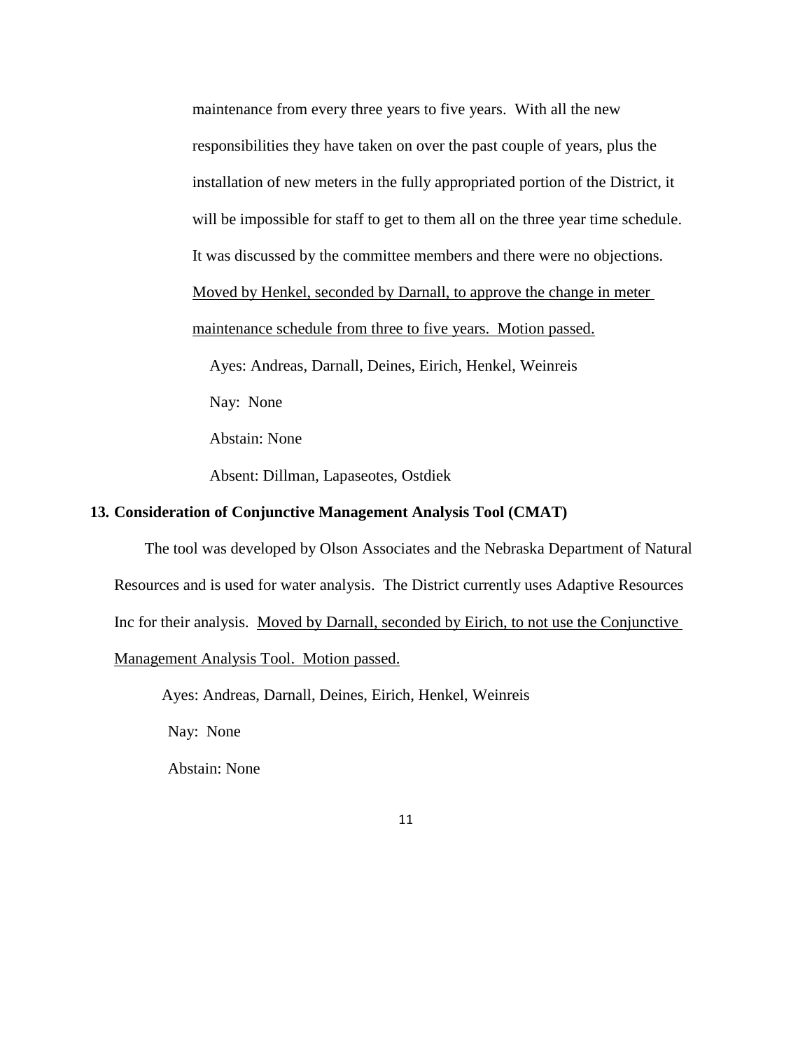maintenance from every three years to five years. With all the new responsibilities they have taken on over the past couple of years, plus the installation of new meters in the fully appropriated portion of the District, it will be impossible for staff to get to them all on the three year time schedule. It was discussed by the committee members and there were no objections. Moved by Henkel, seconded by Darnall, to approve the change in meter maintenance schedule from three to five years. Motion passed.

Ayes: Andreas, Darnall, Deines, Eirich, Henkel, Weinreis

Nay: None

Abstain: None

Absent: Dillman, Lapaseotes, Ostdiek

**13. Consideration of Conjunctive Management Analysis Tool (CMAT)**

The tool was developed by Olson Associates and the Nebraska Department of Natural Resources and is used for water analysis. The District currently uses Adaptive Resources Inc for their analysis. Moved by Darnall, seconded by Eirich, to not use the Conjunctive Management Analysis Tool. Motion passed.

Ayes: Andreas, Darnall, Deines, Eirich, Henkel, Weinreis

Nay: None

Abstain: None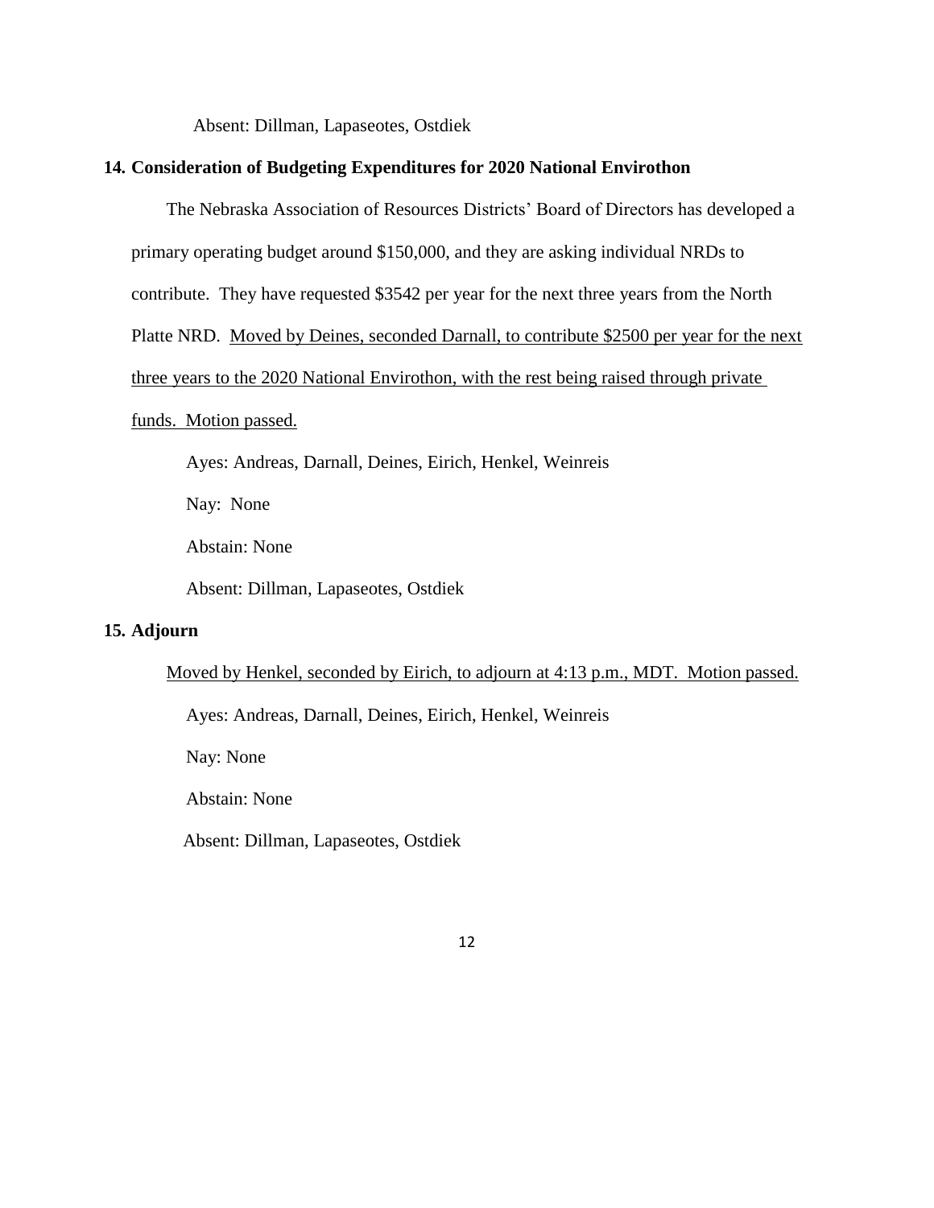Absent: Dillman, Lapaseotes, Ostdiek

**14. Consideration of Budgeting Expenditures for 2020 National Envirothon**

The Nebraska Association of Resources Districts' Board of Directors has developed a primary operating budget around $150,000, and they are asking individual NRDs to contribute. They have requested $3542 per year for the next three years from the North Platte NRD. <u>Moved by Deines, seconded Darnall, to contribute $2500 per year for the next three years to the 2020 National Envirothon, with the rest being raised through private funds. Motion passed.</u>

Ayes: Andreas, Darnall, Deines, Eirich, Henkel, Weinreis

Nay: None

Abstain: None

Absent: Dillman, Lapaseotes, Ostdiek

**15. Adjourn**

<u>Moved by Henkel, seconded by Eirich, to adjourn at 4:13 p.m., MDT. Motion passed.</u>

Ayes: Andreas, Darnall, Deines, Eirich, Henkel, Weinreis

Nay: None

Abstain: None

Absent: Dillman, Lapaseotes, Ostdiek